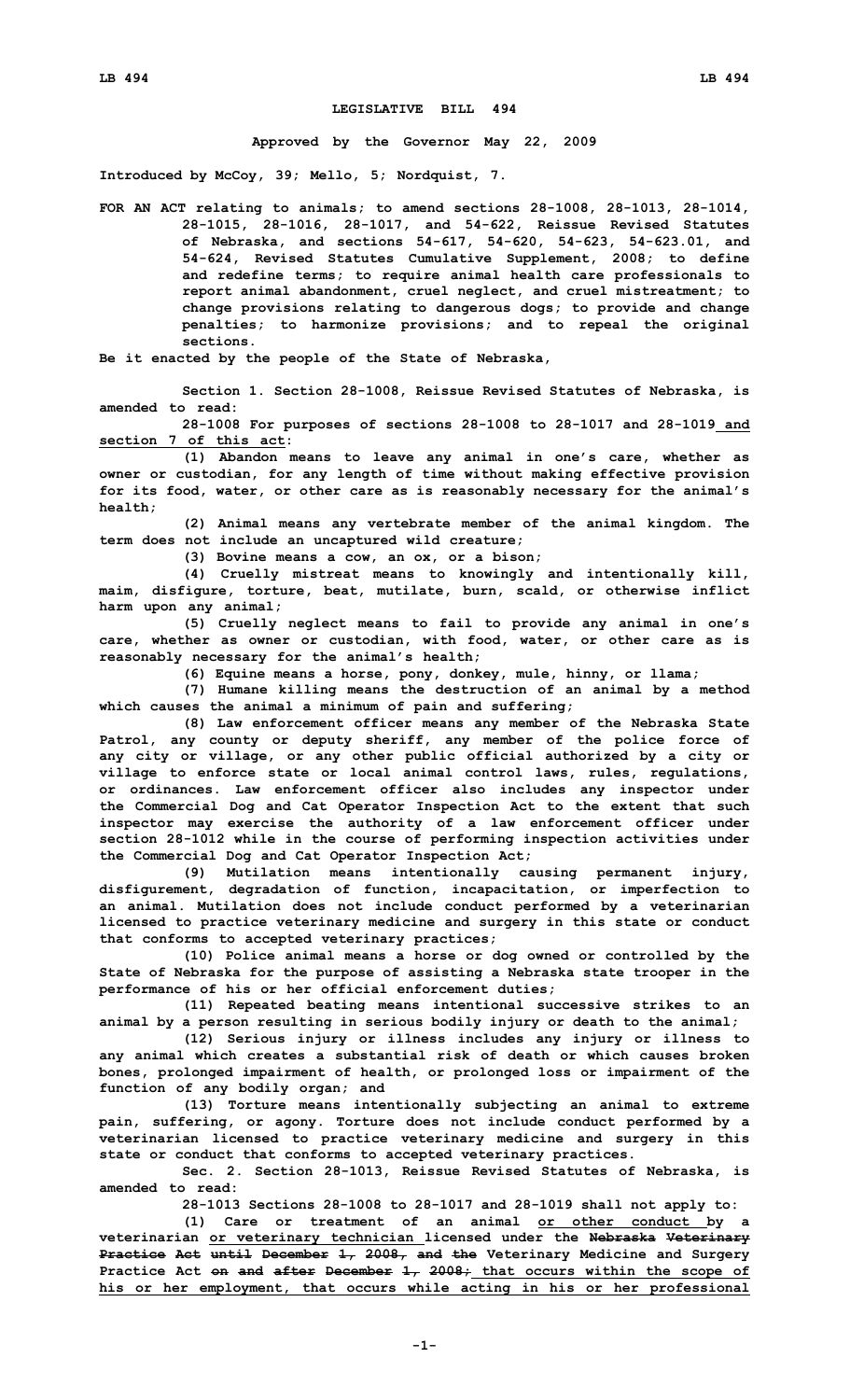# LEGISLATIVE BILL 494

**Approved by the Governor May 22, 2009**

**Introduced by McCoy, 39; Mello, 5; Nordquist, 7.**

**FOR AN ACT relating to animals; to amend sections 28-1008, 28-1013, 28-1014, 28-1015, 28-1016, 28-1017, and 54-622, Reissue Revised Statutes of Nebraska, and sections 54-617, 54-620, 54-623, 54-623.01, and 54-624, Revised Statutes Cumulative Supplement, 2008; to define and redefine terms; to require animal health care professionals to report animal abandonment, cruel neglect, and cruel mistreatment; to change provisions relating to dangerous dogs; to provide and change penalties; to harmonize provisions; and to repeal the original sections.**

**Be it enacted by the people of the State of Nebraska,**

**Section 1. Section 28-1008, Reissue Revised Statutes of Nebraska, is amended to read:**

**28-1008 For purposes of sections 28-1008 to 28-1017 and 28-1019 and section 7 of this act:**

**(1) Abandon means to leave any animal in one's care, whether as owner or custodian, for any length of time without making effective provision for its food, water, or other care as is reasonably necessary for the animal's health;**

**(2) Animal means any vertebrate member of the animal kingdom. The term does not include an uncaptured wild creature;**

**(3) Bovine means a cow, an ox, or a bison;**

**(4) Cruelly mistreat means to knowingly and intentionally kill, maim, disfigure, torture, beat, mutilate, burn, scald, or otherwise inflict harm upon any animal;**

**(5) Cruelly neglect means to fail to provide any animal in one's care, whether as owner or custodian, with food, water, or other care as is reasonably necessary for the animal's health;**

**(6) Equine means a horse, pony, donkey, mule, hinny, or llama;**

**(7) Humane killing means the destruction of an animal by a method which causes the animal a minimum of pain and suffering;**

**(8) Law enforcement officer means any member of the Nebraska State Patrol, any county or deputy sheriff, any member of the police force of any city or village, or any other public official authorized by a city or village to enforce state or local animal control laws, rules, regulations, or ordinances. Law enforcement officer also includes any inspector under the Commercial Dog and Cat Operator Inspection Act to the extent that such inspector may exercise the authority of a law enforcement officer under section 28-1012 while in the course of performing inspection activities under the Commercial Dog and Cat Operator Inspection Act;**

**(9) Mutilation means intentionally causing permanent injury, disfigurement, degradation of function, incapacitation, or imperfection to an animal. Mutilation does not include conduct performed by a veterinarian licensed to practice veterinary medicine and surgery in this state or conduct that conforms to accepted veterinary practices;**

**(10) Police animal means a horse or dog owned or controlled by the State of Nebraska for the purpose of assisting a Nebraska state trooper in the performance of his or her official enforcement duties;**

**(11) Repeated beating means intentional successive strikes to an animal by a person resulting in serious bodily injury or death to the animal;**

**(12) Serious injury or illness includes any injury or illness to any animal which creates a substantial risk of death or which causes broken bones, prolonged impairment of health, or prolonged loss or impairment of the function of any bodily organ; and**

**(13) Torture means intentionally subjecting an animal to extreme pain, suffering, or agony. Torture does not include conduct performed by a veterinarian licensed to practice veterinary medicine and surgery in this state or conduct that conforms to accepted veterinary practices.**

**Sec. 2. Section 28-1013, Reissue Revised Statutes of Nebraska, is amended to read:**

**28-1013 Sections 28-1008 to 28-1017 and 28-1019 shall not apply to:**

**(1) Care or treatment of an animal or other conduct by a veterinarian or veterinary technician licensed under the ~~Nebraska Veterinary Practice Act until December 1, 2008, and the~~ Veterinary Medicine and Surgery Practice Act ~~on and after December 1, 2008;~~ that occurs within the scope of his or her employment, that occurs while acting in his or her professional**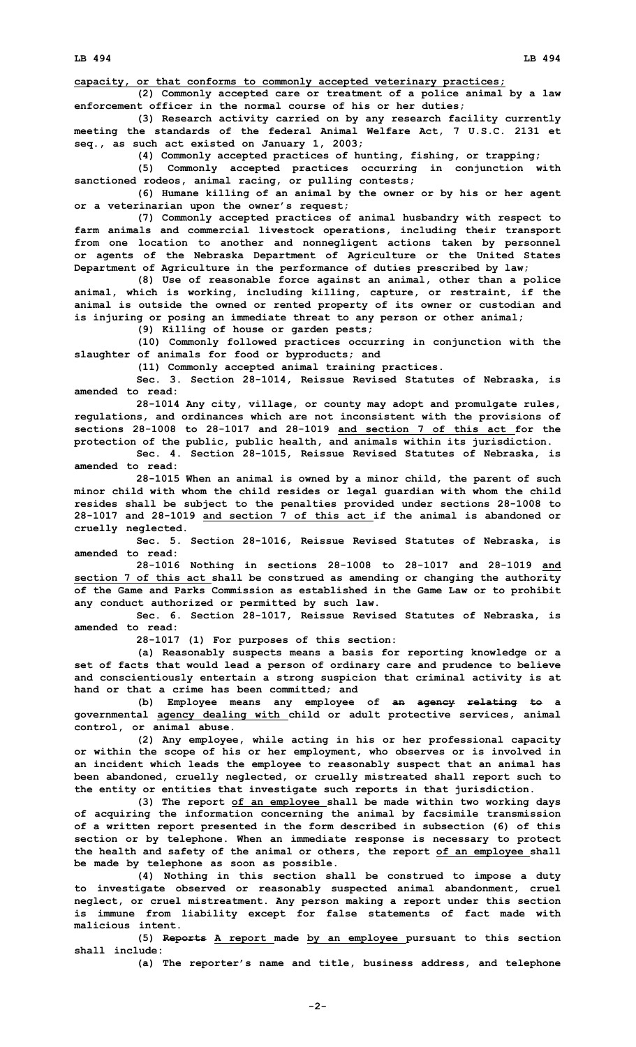capacity, or that conforms to commonly accepted veterinary practices;

(2) Commonly accepted care or treatment of a police animal by a law enforcement officer in the normal course of his or her duties;

(3) Research activity carried on by any research facility currently meeting the standards of the federal Animal Welfare Act, 7 U.S.C. 2131 et seq., as such act existed on January 1, 2003;

(4) Commonly accepted practices of hunting, fishing, or trapping;

(5) Commonly accepted practices occurring in conjunction with sanctioned rodeos, animal racing, or pulling contests;

(6) Humane killing of an animal by the owner or by his or her agent or a veterinarian upon the owner's request;

(7) Commonly accepted practices of animal husbandry with respect to farm animals and commercial livestock operations, including their transport from one location to another and nonnegligent actions taken by personnel or agents of the Nebraska Department of Agriculture or the United States Department of Agriculture in the performance of duties prescribed by law;

(8) Use of reasonable force against an animal, other than a police animal, which is working, including killing, capture, or restraint, if the animal is outside the owned or rented property of its owner or custodian and is injuring or posing an immediate threat to any person or other animal;

(9) Killing of house or garden pests;

(10) Commonly followed practices occurring in conjunction with the slaughter of animals for food or byproducts; and

(11) Commonly accepted animal training practices.

Sec. 3. Section 28-1014, Reissue Revised Statutes of Nebraska, is amended to read:

28-1014 Any city, village, or county may adopt and promulgate rules, regulations, and ordinances which are not inconsistent with the provisions of sections 28-1008 to 28-1017 and 28-1019 and section 7 of this act for the protection of the public, public health, and animals within its jurisdiction.

Sec. 4. Section 28-1015, Reissue Revised Statutes of Nebraska, is amended to read:

28-1015 When an animal is owned by a minor child, the parent of such minor child with whom the child resides or legal guardian with whom the child resides shall be subject to the penalties provided under sections 28-1008 to 28-1017 and 28-1019 and section 7 of this act if the animal is abandoned or cruelly neglected.

Sec. 5. Section 28-1016, Reissue Revised Statutes of Nebraska, is amended to read:

28-1016 Nothing in sections 28-1008 to 28-1017 and 28-1019 and section 7 of this act shall be construed as amending or changing the authority of the Game and Parks Commission as established in the Game Law or to prohibit any conduct authorized or permitted by such law.

Sec. 6. Section 28-1017, Reissue Revised Statutes of Nebraska, is amended to read:

28-1017 (1) For purposes of this section:

(a) Reasonably suspects means a basis for reporting knowledge or a set of facts that would lead a person of ordinary care and prudence to believe and conscientiously entertain a strong suspicion that criminal activity is at hand or that a crime has been committed; and

(b) Employee means any employee of ~~an agency relating to~~ a governmental agency dealing with child or adult protective services, animal control, or animal abuse.

(2) Any employee, while acting in his or her professional capacity or within the scope of his or her employment, who observes or is involved in an incident which leads the employee to reasonably suspect that an animal has been abandoned, cruelly neglected, or cruelly mistreated shall report such to the entity or entities that investigate such reports in that jurisdiction.

(3) The report of an employee shall be made within two working days of acquiring the information concerning the animal by facsimile transmission of a written report presented in the form described in subsection (6) of this section or by telephone. When an immediate response is necessary to protect the health and safety of the animal or others, the report of an employee shall be made by telephone as soon as possible.

(4) Nothing in this section shall be construed to impose a duty to investigate observed or reasonably suspected animal abandonment, cruel neglect, or cruel mistreatment. Any person making a report under this section is immune from liability except for false statements of fact made with malicious intent.

(5) ~~Reports~~ A report made by an employee pursuant to this section shall include:

(a) The reporter's name and title, business address, and telephone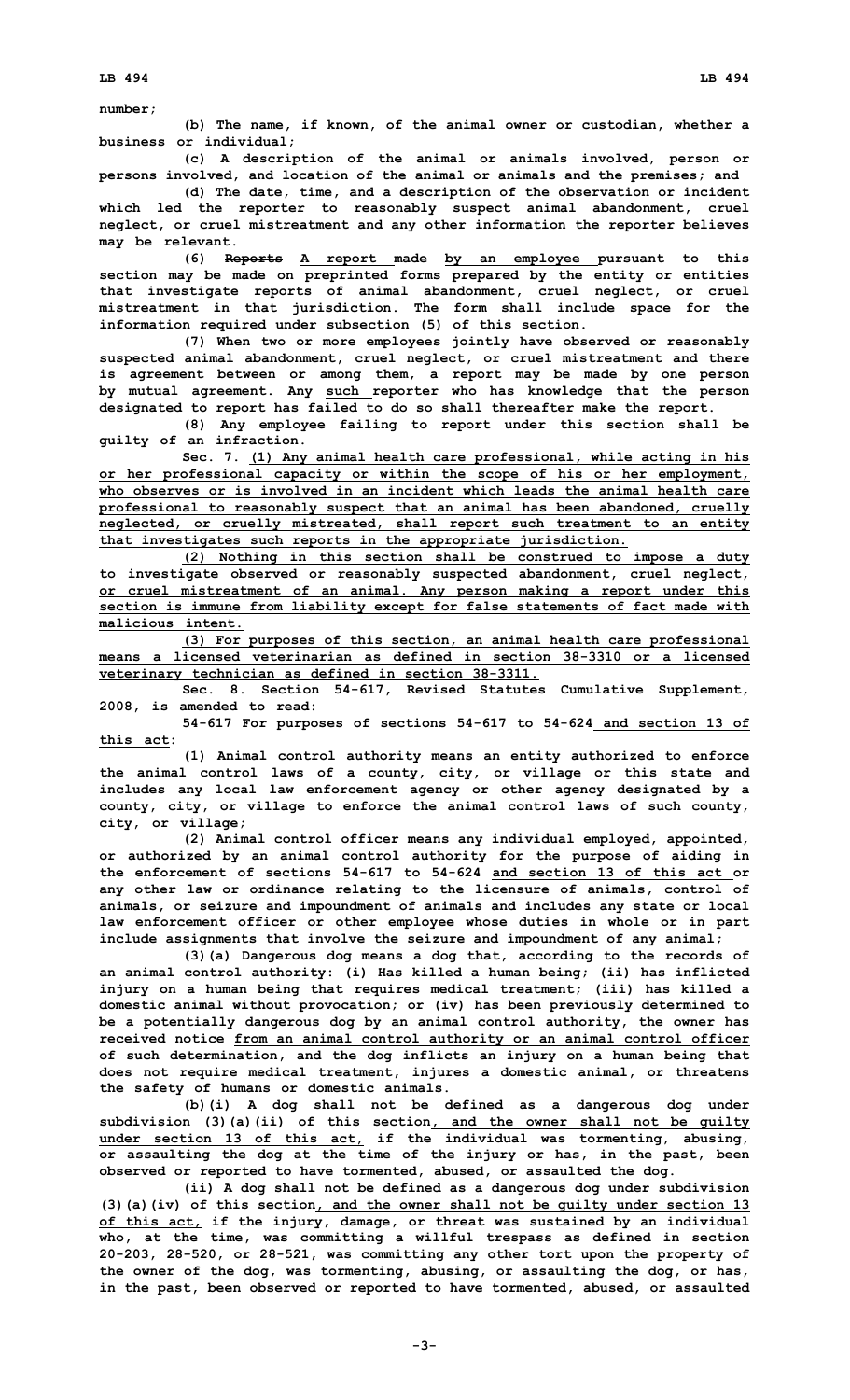number;

(b) The name, if known, of the animal owner or custodian, whether a business or individual;

(c) A description of the animal or animals involved, person or persons involved, and location of the animal or animals and the premises; and

(d) The date, time, and a description of the observation or incident which led the reporter to reasonably suspect animal abandonment, cruel neglect, or cruel mistreatment and any other information the reporter believes may be relevant.

(6) ~~Reports~~ A report made by an employee pursuant to this section may be made on preprinted forms prepared by the entity or entities that investigate reports of animal abandonment, cruel neglect, or cruel mistreatment in that jurisdiction. The form shall include space for the information required under subsection (5) of this section.

(7) When two or more employees jointly have observed or reasonably suspected animal abandonment, cruel neglect, or cruel mistreatment and there is agreement between or among them, a report may be made by one person by mutual agreement. Any such reporter who has knowledge that the person designated to report has failed to do so shall thereafter make the report.

(8) Any employee failing to report under this section shall be guilty of an infraction.

Sec. 7. (1) Any animal health care professional, while acting in his or her professional capacity or within the scope of his or her employment, who observes or is involved in an incident which leads the animal health care professional to reasonably suspect that an animal has been abandoned, cruelly neglected, or cruelly mistreated, shall report such treatment to an entity that investigates such reports in the appropriate jurisdiction.

(2) Nothing in this section shall be construed to impose a duty to investigate observed or reasonably suspected abandonment, cruel neglect, or cruel mistreatment of an animal. Any person making a report under this section is immune from liability except for false statements of fact made with malicious intent.

(3) For purposes of this section, an animal health care professional means a licensed veterinarian as defined in section 38-3310 or a licensed veterinary technician as defined in section 38-3311.

Sec. 8. Section 54-617, Revised Statutes Cumulative Supplement, 2008, is amended to read:

54-617 For purposes of sections 54-617 to 54-624 and section 13 of this act:

(1) Animal control authority means an entity authorized to enforce the animal control laws of a county, city, or village or this state and includes any local law enforcement agency or other agency designated by a county, city, or village to enforce the animal control laws of such county, city, or village;

(2) Animal control officer means any individual employed, appointed, or authorized by an animal control authority for the purpose of aiding in the enforcement of sections 54-617 to 54-624 and section 13 of this act or any other law or ordinance relating to the licensure of animals, control of animals, or seizure and impoundment of animals and includes any state or local law enforcement officer or other employee whose duties in whole or in part include assignments that involve the seizure and impoundment of any animal;

(3)(a) Dangerous dog means a dog that, according to the records of an animal control authority: (i) Has killed a human being; (ii) has inflicted injury on a human being that requires medical treatment; (iii) has killed a domestic animal without provocation; or (iv) has been previously determined to be a potentially dangerous dog by an animal control authority, the owner has received notice from an animal control authority or an animal control officer of such determination, and the dog inflicts an injury on a human being that does not require medical treatment, injures a domestic animal, or threatens the safety of humans or domestic animals.

(b)(i) A dog shall not be defined as a dangerous dog under subdivision (3)(a)(ii) of this section, and the owner shall not be guilty under section 13 of this act, if the individual was tormenting, abusing, or assaulting the dog at the time of the injury or has, in the past, been observed or reported to have tormented, abused, or assaulted the dog.

(ii) A dog shall not be defined as a dangerous dog under subdivision (3)(a)(iv) of this section, and the owner shall not be guilty under section 13 of this act, if the injury, damage, or threat was sustained by an individual who, at the time, was committing a willful trespass as defined in section 20-203, 28-520, or 28-521, was committing any other tort upon the property of the owner of the dog, was tormenting, abusing, or assaulting the dog, or has, in the past, been observed or reported to have tormented, abused, or assaulted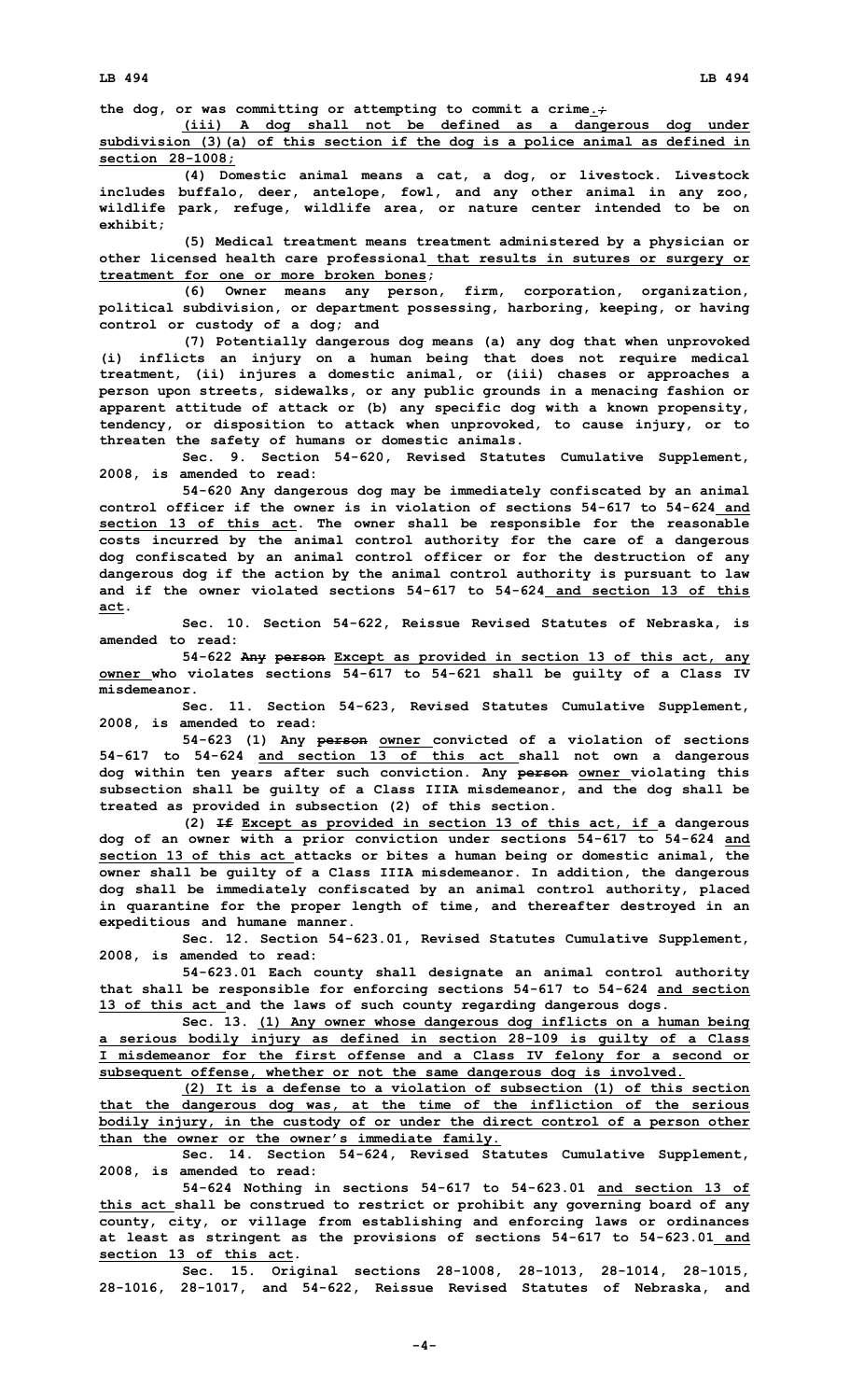the dog, or was committing or attempting to commit a crime.;

(iii) A dog shall not be defined as a dangerous dog under subdivision (3)(a) of this section if the dog is a police animal as defined in section 28-1008;

(4) Domestic animal means a cat, a dog, or livestock. Livestock includes buffalo, deer, antelope, fowl, and any other animal in any zoo, wildlife park, refuge, wildlife area, or nature center intended to be on exhibit;

(5) Medical treatment means treatment administered by a physician or other licensed health care professional that results in sutures or surgery or treatment for one or more broken bones;

(6) Owner means any person, firm, corporation, organization, political subdivision, or department possessing, harboring, keeping, or having control or custody of a dog; and

(7) Potentially dangerous dog means (a) any dog that when unprovoked (i) inflicts an injury on a human being that does not require medical treatment, (ii) injures a domestic animal, or (iii) chases or approaches a person upon streets, sidewalks, or any public grounds in a menacing fashion or apparent attitude of attack or (b) any specific dog with a known propensity, tendency, or disposition to attack when unprovoked, to cause injury, or to threaten the safety of humans or domestic animals.

Sec. 9. Section 54-620, Revised Statutes Cumulative Supplement, 2008, is amended to read:

54-620 Any dangerous dog may be immediately confiscated by an animal control officer if the owner is in violation of sections 54-617 to 54-624 and section 13 of this act. The owner shall be responsible for the reasonable costs incurred by the animal control authority for the care of a dangerous dog confiscated by an animal control officer or for the destruction of any dangerous dog if the action by the animal control authority is pursuant to law and if the owner violated sections 54-617 to 54-624 and section 13 of this act.

Sec. 10. Section 54-622, Reissue Revised Statutes of Nebraska, is amended to read:

54-622 ~~Any person~~ Except as provided in section 13 of this act, any owner who violates sections 54-617 to 54-621 shall be guilty of a Class IV misdemeanor.

Sec. 11. Section 54-623, Revised Statutes Cumulative Supplement, 2008, is amended to read:

54-623 (1) Any ~~person~~ owner convicted of a violation of sections 54-617 to 54-624 and section 13 of this act shall not own a dangerous dog within ten years after such conviction. Any ~~person~~ owner violating this subsection shall be guilty of a Class IIIA misdemeanor, and the dog shall be treated as provided in subsection (2) of this section.

(2) ~~If~~ Except as provided in section 13 of this act, if a dangerous dog of an owner with a prior conviction under sections 54-617 to 54-624 and section 13 of this act attacks or bites a human being or domestic animal, the owner shall be guilty of a Class IIIA misdemeanor. In addition, the dangerous dog shall be immediately confiscated by an animal control authority, placed in quarantine for the proper length of time, and thereafter destroyed in an expeditious and humane manner.

Sec. 12. Section 54-623.01, Revised Statutes Cumulative Supplement, 2008, is amended to read:

54-623.01 Each county shall designate an animal control authority that shall be responsible for enforcing sections 54-617 to 54-624 and section 13 of this act and the laws of such county regarding dangerous dogs.

Sec. 13. (1) Any owner whose dangerous dog inflicts on a human being a serious bodily injury as defined in section 28-109 is guilty of a Class I misdemeanor for the first offense and a Class IV felony for a second or subsequent offense, whether or not the same dangerous dog is involved.

(2) It is a defense to a violation of subsection (1) of this section that the dangerous dog was, at the time of the infliction of the serious bodily injury, in the custody of or under the direct control of a person other than the owner or the owner's immediate family.

Sec. 14. Section 54-624, Revised Statutes Cumulative Supplement, 2008, is amended to read:

54-624 Nothing in sections 54-617 to 54-623.01 and section 13 of this act shall be construed to restrict or prohibit any governing board of any county, city, or village from establishing and enforcing laws or ordinances at least as stringent as the provisions of sections 54-617 to 54-623.01 and section 13 of this act.

Sec. 15. Original sections 28-1008, 28-1013, 28-1014, 28-1015, 28-1016, 28-1017, and 54-622, Reissue Revised Statutes of Nebraska, and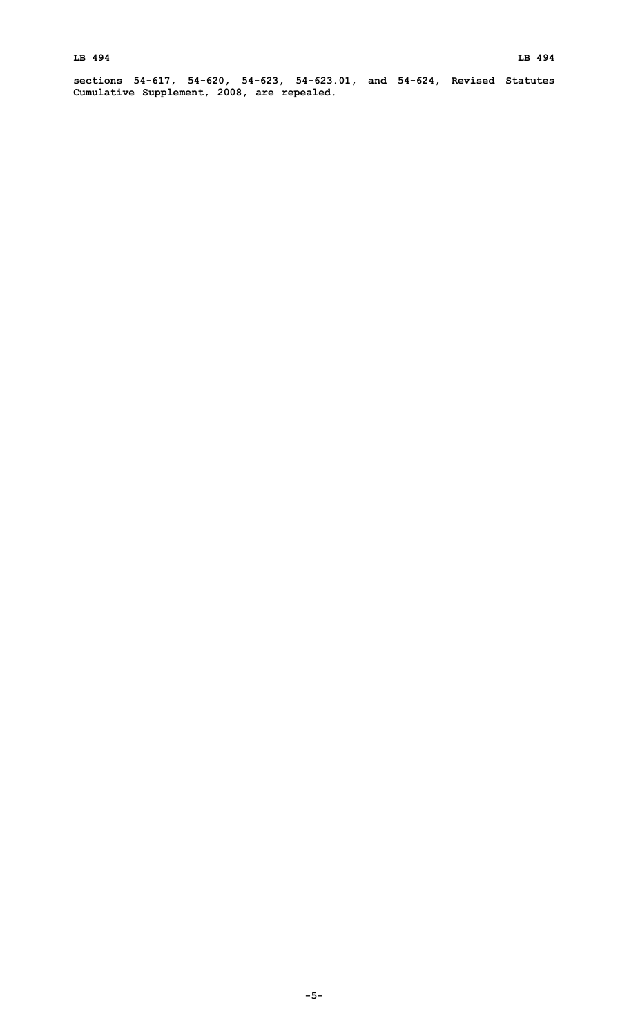**sections 54-617, 54-620, 54-623, 54-623.01, and 54-624, Revised Statutes Cumulative Supplement, 2008, are repealed.**